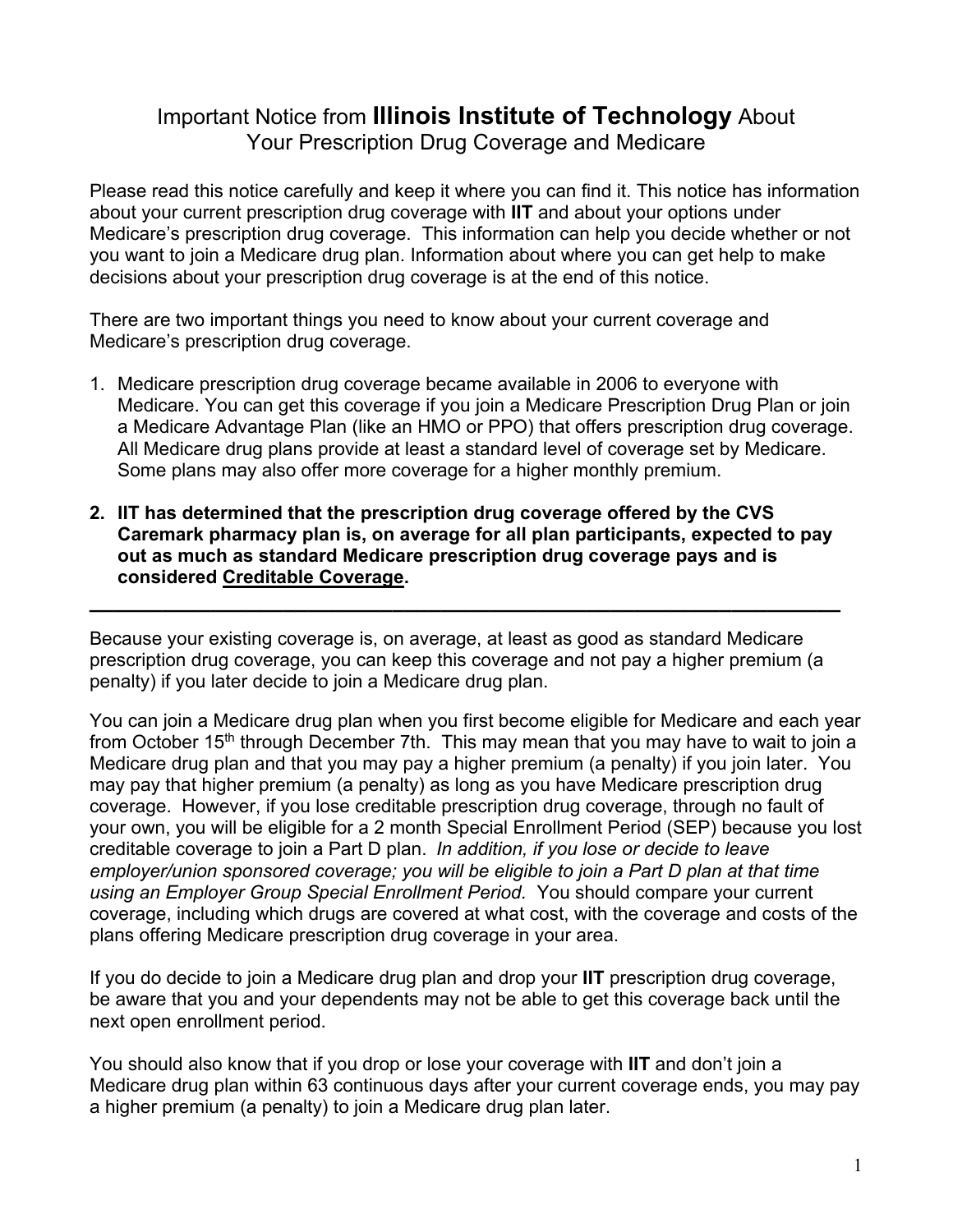# Important Notice from **Illinois Institute of Technology** About Your Prescription Drug Coverage and Medicare

Please read this notice carefully and keep it where you can find it. This notice has information about your current prescription drug coverage with **IIT** and about your options under Medicare's prescription drug coverage. This information can help you decide whether or not you want to join a Medicare drug plan. Information about where you can get help to make decisions about your prescription drug coverage is at the end of this notice.

There are two important things you need to know about your current coverage and Medicare's prescription drug coverage.

1. Medicare prescription drug coverage became available in 2006 to everyone with Medicare. You can get this coverage if you join a Medicare Prescription Drug Plan or join a Medicare Advantage Plan (like an HMO or PPO) that offers prescription drug coverage. All Medicare drug plans provide at least a standard level of coverage set by Medicare. Some plans may also offer more coverage for a higher monthly premium.

2. **IIT has determined that the prescription drug coverage offered by the CVS Caremark pharmacy plan is, on average for all plan participants, expected to pay out as much as standard Medicare prescription drug coverage pays and is considered <u>Creditable Coverage</u>.**

---

Because your existing coverage is, on average, at least as good as standard Medicare prescription drug coverage, you can keep this coverage and not pay a higher premium (a penalty) if you later decide to join a Medicare drug plan.

You can join a Medicare drug plan when you first become eligible for Medicare and each year from October 15th through December 7th. This may mean that you may have to wait to join a Medicare drug plan and that you may pay a higher premium (a penalty) if you join later. You may pay that higher premium (a penalty) as long as you have Medicare prescription drug coverage. However, if you lose creditable prescription drug coverage, through no fault of your own, you will be eligible for a 2 month Special Enrollment Period (SEP) because you lost creditable coverage to join a Part D plan. *In addition, if you lose or decide to leave employer/union sponsored coverage; you will be eligible to join a Part D plan at that time using an Employer Group Special Enrollment Period.* You should compare your current coverage, including which drugs are covered at what cost, with the coverage and costs of the plans offering Medicare prescription drug coverage in your area.

If you do decide to join a Medicare drug plan and drop your **IIT** prescription drug coverage, be aware that you and your dependents may not be able to get this coverage back until the next open enrollment period.

You should also know that if you drop or lose your coverage with **IIT** and don't join a Medicare drug plan within 63 continuous days after your current coverage ends, you may pay a higher premium (a penalty) to join a Medicare drug plan later.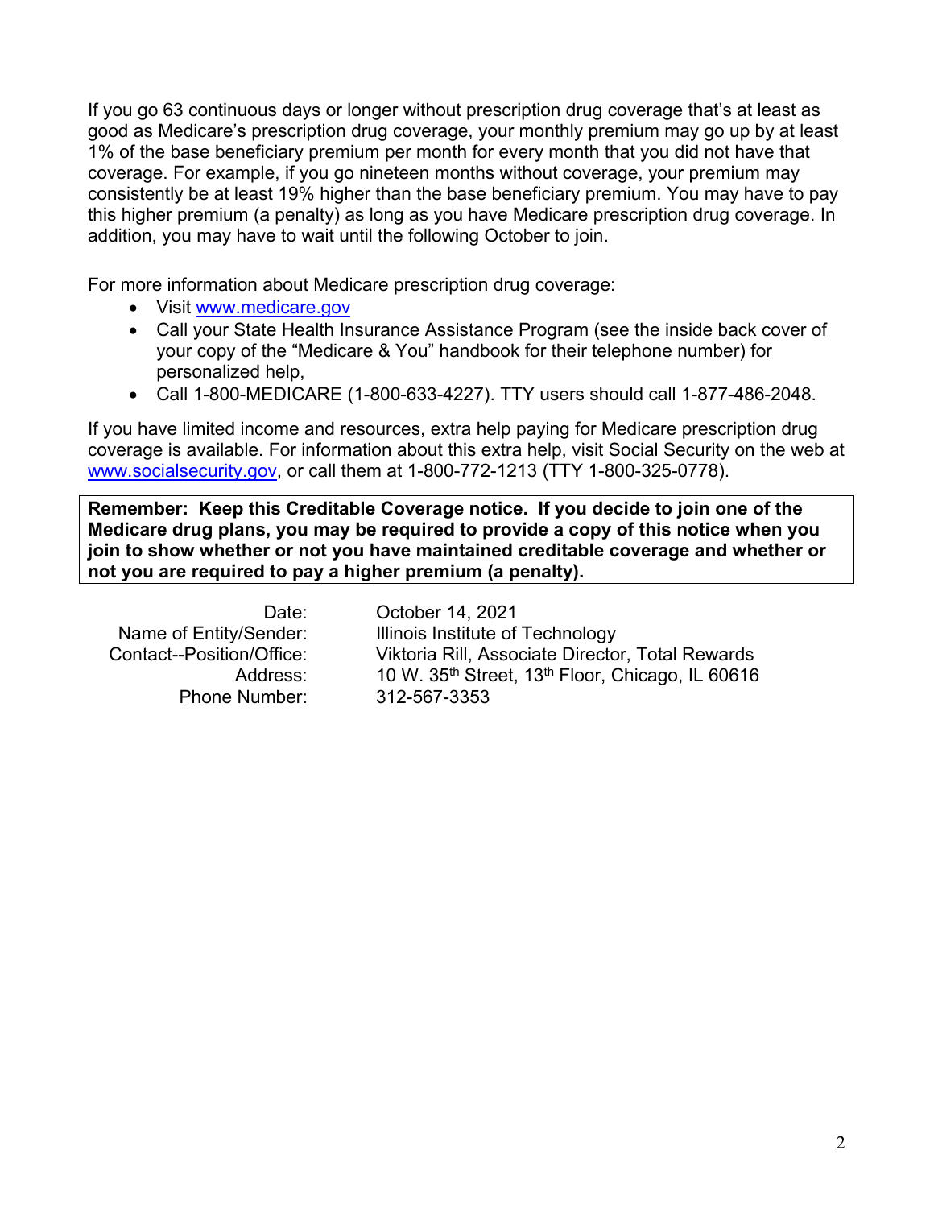If you go 63 continuous days or longer without prescription drug coverage that's at least as good as Medicare's prescription drug coverage, your monthly premium may go up by at least 1% of the base beneficiary premium per month for every month that you did not have that coverage. For example, if you go nineteen months without coverage, your premium may consistently be at least 19% higher than the base beneficiary premium. You may have to pay this higher premium (a penalty) as long as you have Medicare prescription drug coverage. In addition, you may have to wait until the following October to join.

For more information about Medicare prescription drug coverage:

- Visit www.medicare.gov
- Call your State Health Insurance Assistance Program (see the inside back cover of your copy of the "Medicare & You" handbook for their telephone number) for personalized help,
- Call 1-800-MEDICARE (1-800-633-4227). TTY users should call 1-877-486-2048.

If you have limited income and resources, extra help paying for Medicare prescription drug coverage is available. For information about this extra help, visit Social Security on the web at www.socialsecurity.gov, or call them at 1-800-772-1213 (TTY 1-800-325-0778).

**Remember: Keep this Creditable Coverage notice. If you decide to join one of the Medicare drug plans, you may be required to provide a copy of this notice when you join to show whether or not you have maintained creditable coverage and whether or not you are required to pay a higher premium (a penalty).**

| | |
|---|---|
| Date: | October 14, 2021 |
| Name of Entity/Sender: | Illinois Institute of Technology |
| Contact--Position/Office: | Viktoria Rill, Associate Director, Total Rewards |
| Address: | 10 W. 35th Street, 13th Floor, Chicago, IL 60616 |
| Phone Number: | 312-567-3353 |